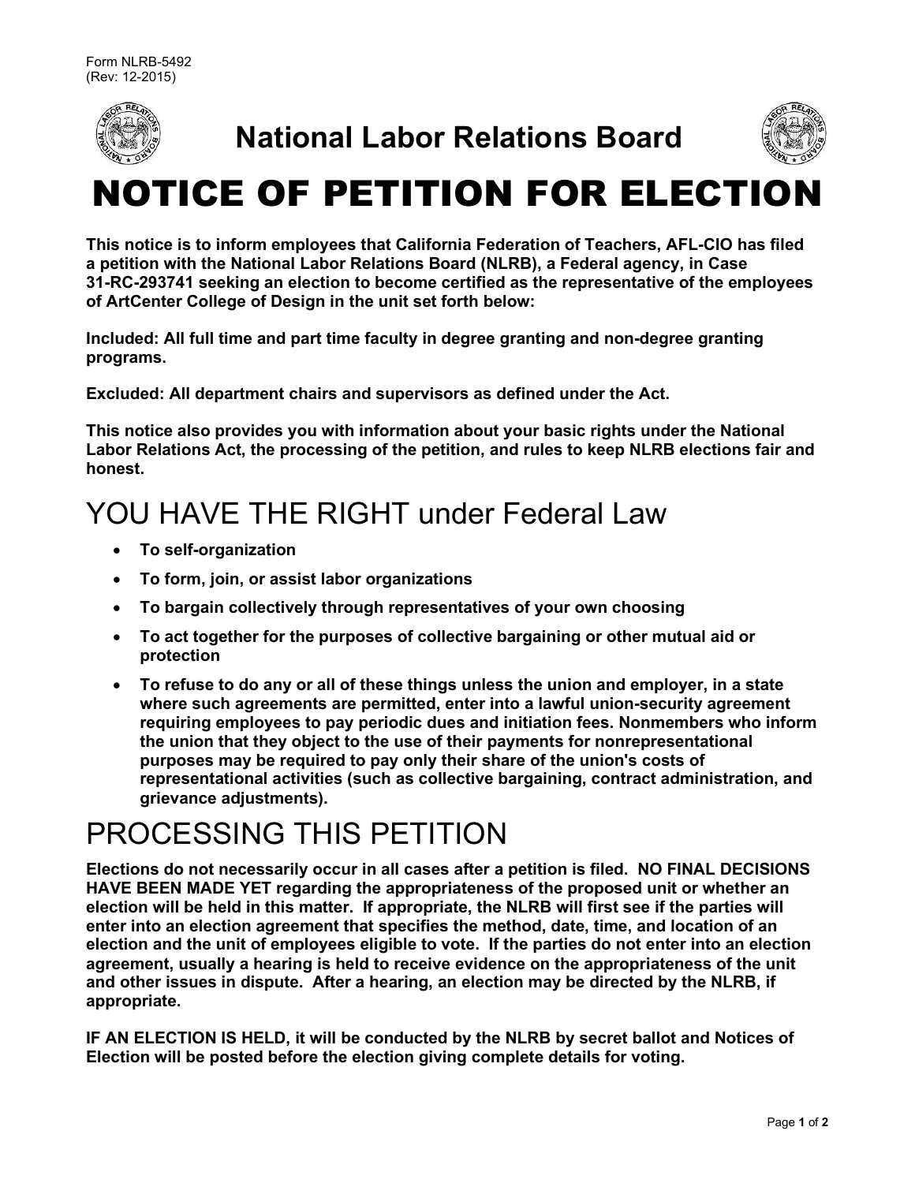Form NLRB-5492
(Rev: 12-2015)

# National Labor Relations Board

# NOTICE OF PETITION FOR ELECTION

**This notice is to inform employees that California Federation of Teachers, AFL-CIO has filed a petition with the National Labor Relations Board (NLRB), a Federal agency, in Case 31-RC-293741 seeking an election to become certified as the representative of the employees of ArtCenter College of Design in the unit set forth below:**

**Included: All full time and part time faculty in degree granting and non-degree granting programs.**

**Excluded: All department chairs and supervisors as defined under the Act.**

**This notice also provides you with information about your basic rights under the National Labor Relations Act, the processing of the petition, and rules to keep NLRB elections fair and honest.**

## YOU HAVE THE RIGHT under Federal Law

- **To self-organization**
- **To form, join, or assist labor organizations**
- **To bargain collectively through representatives of your own choosing**
- **To act together for the purposes of collective bargaining or other mutual aid or protection**
- **To refuse to do any or all of these things unless the union and employer, in a state where such agreements are permitted, enter into a lawful union-security agreement requiring employees to pay periodic dues and initiation fees. Nonmembers who inform the union that they object to the use of their payments for nonrepresentational purposes may be required to pay only their share of the union's costs of representational activities (such as collective bargaining, contract administration, and grievance adjustments).**

## PROCESSING THIS PETITION

**Elections do not necessarily occur in all cases after a petition is filed. NO FINAL DECISIONS HAVE BEEN MADE YET regarding the appropriateness of the proposed unit or whether an election will be held in this matter. If appropriate, the NLRB will first see if the parties will enter into an election agreement that specifies the method, date, time, and location of an election and the unit of employees eligible to vote. If the parties do not enter into an election agreement, usually a hearing is held to receive evidence on the appropriateness of the unit and other issues in dispute. After a hearing, an election may be directed by the NLRB, if appropriate.**

**IF AN ELECTION IS HELD, it will be conducted by the NLRB by secret ballot and Notices of Election will be posted before the election giving complete details for voting.**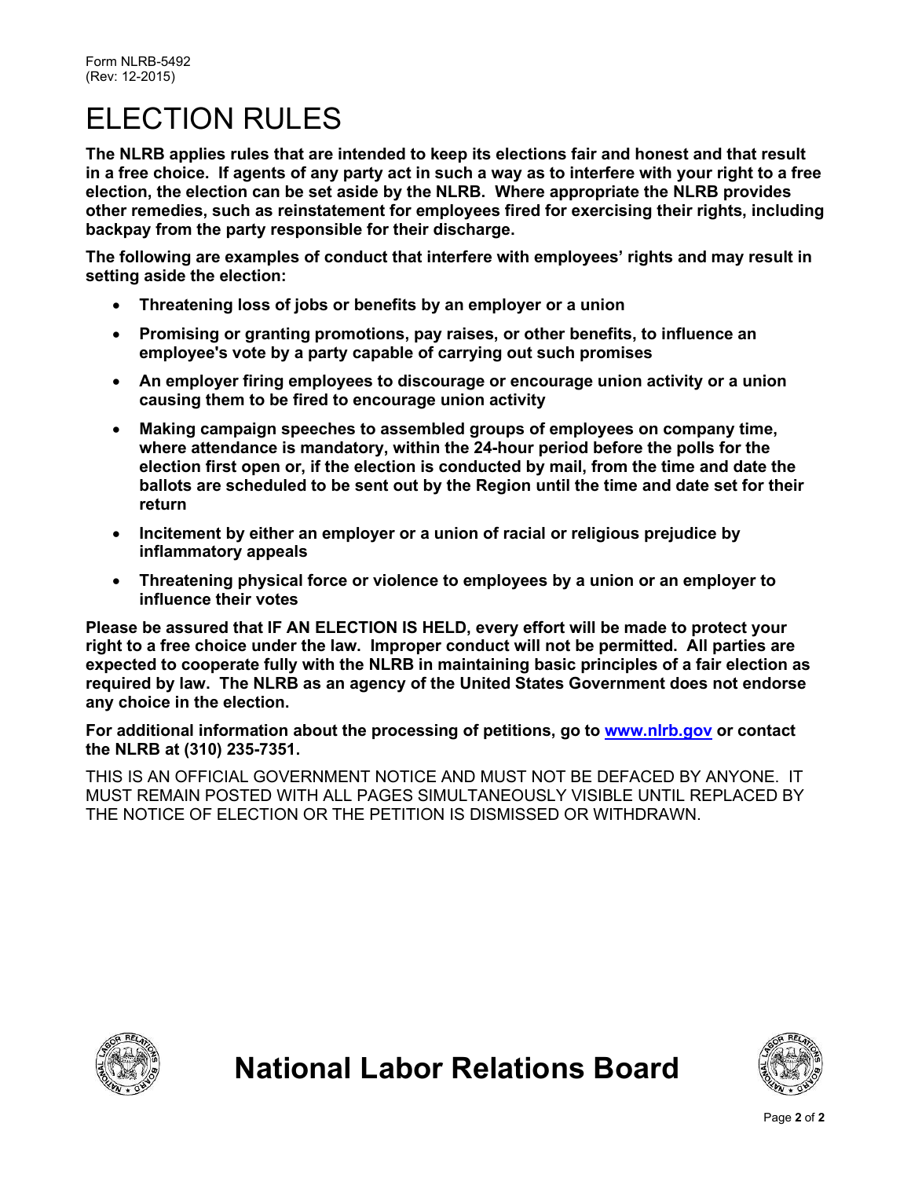Form NLRB-5492
(Rev: 12-2015)

# ELECTION RULES

**The NLRB applies rules that are intended to keep its elections fair and honest and that result in a free choice. If agents of any party act in such a way as to interfere with your right to a free election, the election can be set aside by the NLRB. Where appropriate the NLRB provides other remedies, such as reinstatement for employees fired for exercising their rights, including backpay from the party responsible for their discharge.**

**The following are examples of conduct that interfere with employees' rights and may result in setting aside the election:**

- **Threatening loss of jobs or benefits by an employer or a union**
- **Promising or granting promotions, pay raises, or other benefits, to influence an employee's vote by a party capable of carrying out such promises**
- **An employer firing employees to discourage or encourage union activity or a union causing them to be fired to encourage union activity**
- **Making campaign speeches to assembled groups of employees on company time, where attendance is mandatory, within the 24-hour period before the polls for the election first open or, if the election is conducted by mail, from the time and date the ballots are scheduled to be sent out by the Region until the time and date set for their return**
- **Incitement by either an employer or a union of racial or religious prejudice by inflammatory appeals**
- **Threatening physical force or violence to employees by a union or an employer to influence their votes**

**Please be assured that IF AN ELECTION IS HELD, every effort will be made to protect your right to a free choice under the law. Improper conduct will not be permitted. All parties are expected to cooperate fully with the NLRB in maintaining basic principles of a fair election as required by law. The NLRB as an agency of the United States Government does not endorse any choice in the election.**

**For additional information about the processing of petitions, go to [www.nlrb.gov](http://www.nlrb.gov) or contact the NLRB at (310) 235-7351.**

THIS IS AN OFFICIAL GOVERNMENT NOTICE AND MUST NOT BE DEFACED BY ANYONE. IT MUST REMAIN POSTED WITH ALL PAGES SIMULTANEOUSLY VISIBLE UNTIL REPLACED BY THE NOTICE OF ELECTION OR THE PETITION IS DISMISSED OR WITHDRAWN.

**National Labor Relations Board**